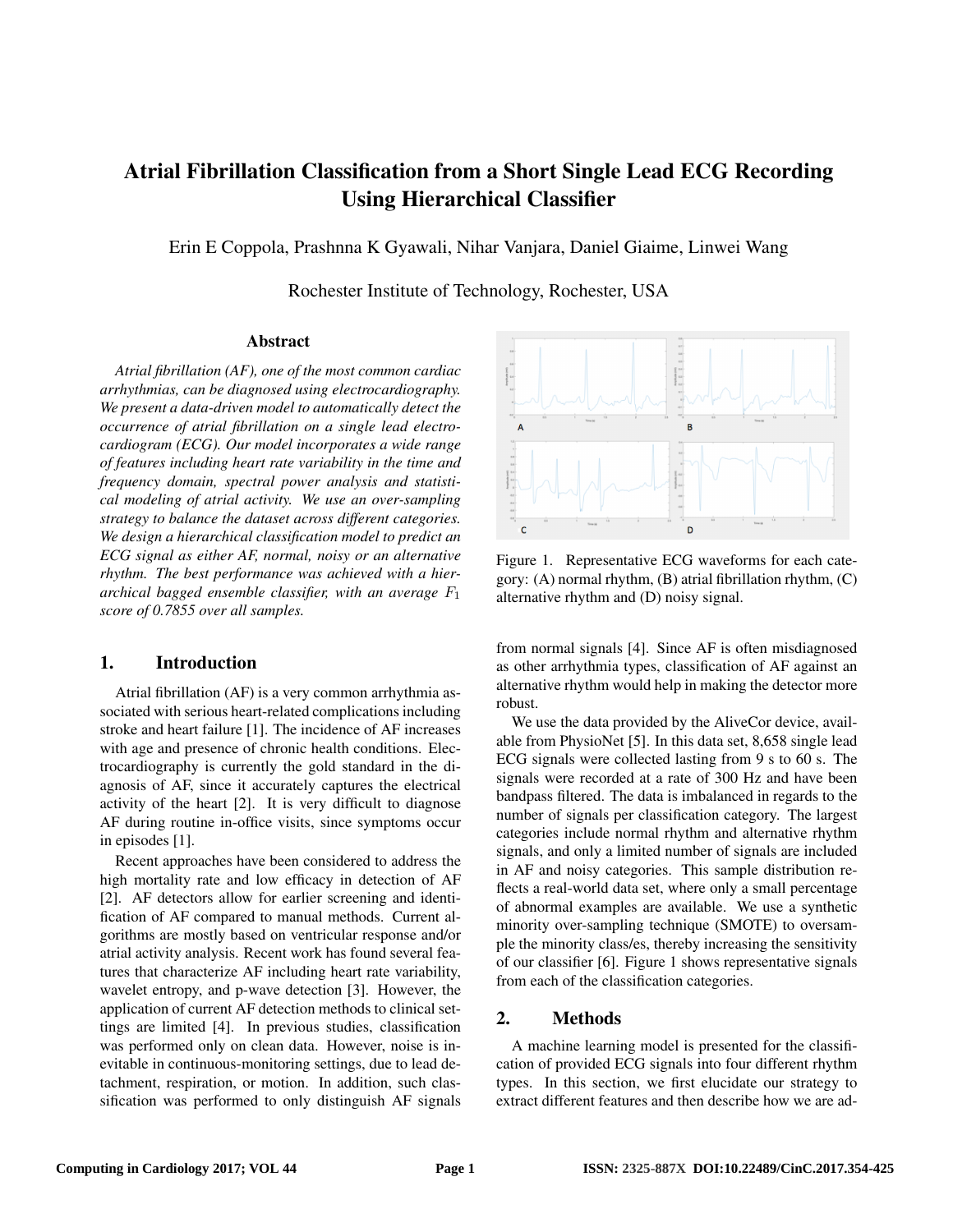# Atrial Fibrillation Classification from a Short Single Lead ECG Recording Using Hierarchical Classifier

Erin E Coppola, Prashnna K Gyawali, Nihar Vanjara, Daniel Giaime, Linwei Wang

Rochester Institute of Technology, Rochester, USA

## Abstract

*Atrial fibrillation (AF), one of the most common cardiac arrhythmias, can be diagnosed using electrocardiography. We present a data-driven model to automatically detect the occurrence of atrial fibrillation on a single lead electrocardiogram (ECG). Our model incorporates a wide range of features including heart rate variability in the time and frequency domain, spectral power analysis and statistical modeling of atrial activity. We use an over-sampling strategy to balance the dataset across different categories. We design a hierarchical classification model to predict an ECG signal as either AF, normal, noisy or an alternative rhythm. The best performance was achieved with a hierarchical bagged ensemble classifier, with an average $F_1$ score of 0.7855 over all samples.*

## 1. Introduction

Atrial fibrillation (AF) is a very common arrhythmia associated with serious heart-related complications including stroke and heart failure [1]. The incidence of AF increases with age and presence of chronic health conditions. Electrocardiography is currently the gold standard in the diagnosis of AF, since it accurately captures the electrical activity of the heart [2]. It is very difficult to diagnose AF during routine in-office visits, since symptoms occur in episodes [1].

Recent approaches have been considered to address the high mortality rate and low efficacy in detection of AF [2]. AF detectors allow for earlier screening and identification of AF compared to manual methods. Current algorithms are mostly based on ventricular response and/or atrial activity analysis. Recent work has found several features that characterize AF including heart rate variability, wavelet entropy, and p-wave detection [3]. However, the application of current AF detection methods to clinical settings are limited [4]. In previous studies, classification was performed only on clean data. However, noise is inevitable in continuous-monitoring settings, due to lead detachment, respiration, or motion. In addition, such classification was performed to only distinguish AF signals from normal signals [4]. Since AF is often misdiagnosed as other arrhythmia types, classification of AF against an alternative rhythm would help in making the detector more robust.

Figure 1. Representative ECG waveforms for each category: (A) normal rhythm, (B) atrial fibrillation rhythm, (C) alternative rhythm and (D) noisy signal.

We use the data provided by the AliveCor device, available from PhysioNet [5]. In this data set, 8,658 single lead ECG signals were collected lasting from 9 s to 60 s. The signals were recorded at a rate of 300 Hz and have been bandpass filtered. The data is imbalanced in regards to the number of signals per classification category. The largest categories include normal rhythm and alternative rhythm signals, and only a limited number of signals are included in AF and noisy categories. This sample distribution reflects a real-world data set, where only a small percentage of abnormal examples are available. We use a synthetic minority over-sampling technique (SMOTE) to oversample the minority class/es, thereby increasing the sensitivity of our classifier [6]. Figure 1 shows representative signals from each of the classification categories.

## 2. Methods

A machine learning model is presented for the classification of provided ECG signals into four different rhythm types. In this section, we first elucidate our strategy to extract different features and then describe how we are ad-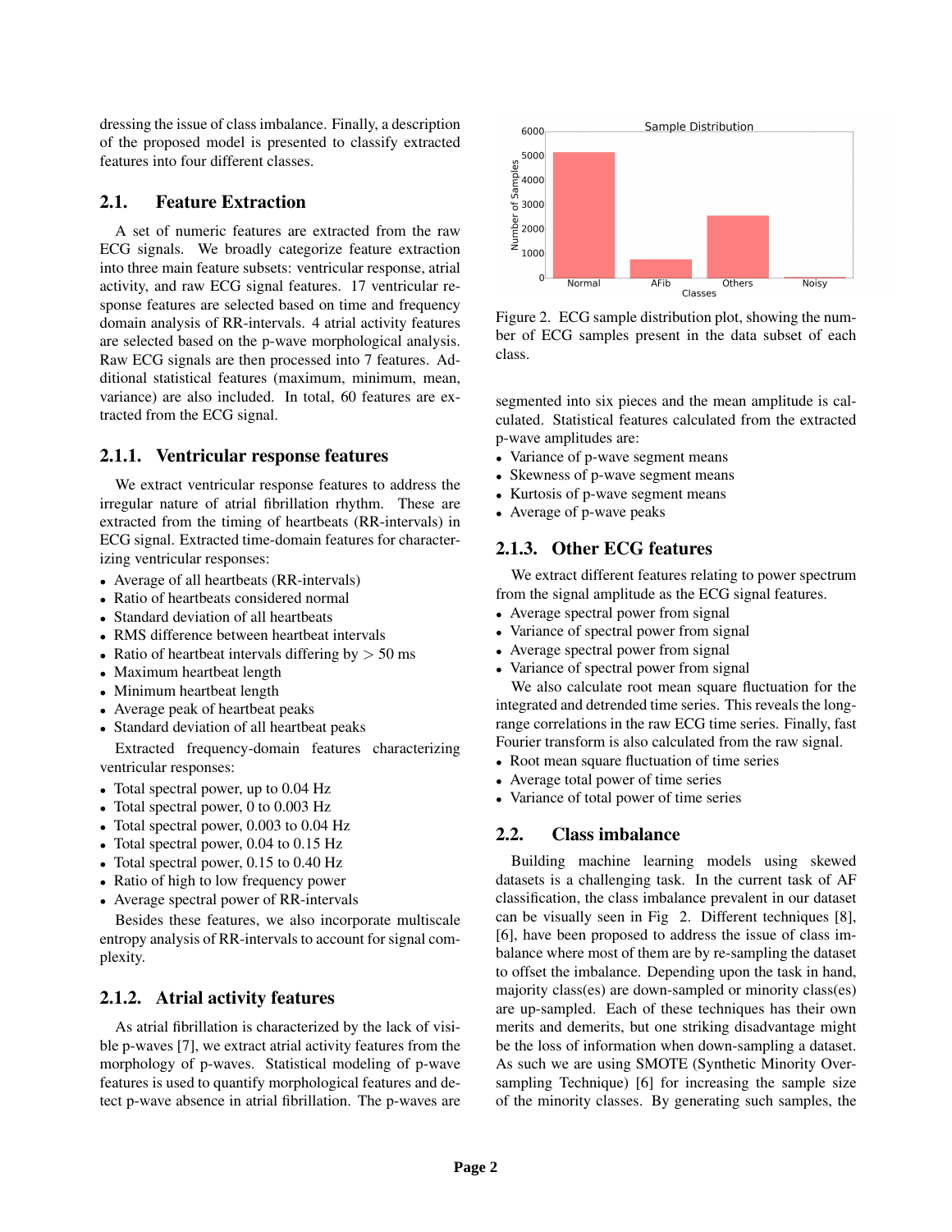dressing the issue of class imbalance. Finally, a description of the proposed model is presented to classify extracted features into four different classes.

## 2.1. Feature Extraction

A set of numeric features are extracted from the raw ECG signals. We broadly categorize feature extraction into three main feature subsets: ventricular response, atrial activity, and raw ECG signal features. 17 ventricular response features are selected based on time and frequency domain analysis of RR-intervals. 4 atrial activity features are selected based on the p-wave morphological analysis. Raw ECG signals are then processed into 7 features. Additional statistical features (maximum, minimum, mean, variance) are also included. In total, 60 features are extracted from the ECG signal.

### 2.1.1. Ventricular response features

We extract ventricular response features to address the irregular nature of atrial fibrillation rhythm. These are extracted from the timing of heartbeats (RR-intervals) in ECG signal. Extracted time-domain features for characterizing ventricular responses:

- Average of all heartbeats (RR-intervals)
- Ratio of heartbeats considered normal
- Standard deviation of all heartbeats
- RMS difference between heartbeat intervals
- Ratio of heartbeat intervals differing by $>$ 50 ms
- Maximum heartbeat length
- Minimum heartbeat length
- Average peak of heartbeat peaks
- Standard deviation of all heartbeat peaks

Extracted frequency-domain features characterizing ventricular responses:

- Total spectral power, up to 0.04 Hz
- Total spectral power, 0 to 0.003 Hz
- Total spectral power, 0.003 to 0.04 Hz
- Total spectral power, 0.04 to 0.15 Hz
- Total spectral power, 0.15 to 0.40 Hz
- Ratio of high to low frequency power
- Average spectral power of RR-intervals

Besides these features, we also incorporate multiscale entropy analysis of RR-intervals to account for signal complexity.

### 2.1.2. Atrial activity features

As atrial fibrillation is characterized by the lack of visible p-waves [7], we extract atrial activity features from the morphology of p-waves. Statistical modeling of p-wave features is used to quantify morphological features and detect p-wave absence in atrial fibrillation. The p-waves are segmented into six pieces and the mean amplitude is calculated. Statistical features calculated from the extracted p-wave amplitudes are:

- Variance of p-wave segment means
- Skewness of p-wave segment means
- Kurtosis of p-wave segment means
- Average of p-wave peaks

### 2.1.3. Other ECG features

We extract different features relating to power spectrum from the signal amplitude as the ECG signal features.

- Average spectral power from signal
- Variance of spectral power from signal
- Average spectral power from signal
- Variance of spectral power from signal

We also calculate root mean square fluctuation for the integrated and detrended time series. This reveals the long-range correlations in the raw ECG time series. Finally, fast Fourier transform is also calculated from the raw signal.

- Root mean square fluctuation of time series
- Average total power of time series
- Variance of total power of time series

Figure 2. ECG sample distribution plot, showing the number of ECG samples present in the data subset of each class.

## 2.2. Class imbalance

Building machine learning models using skewed datasets is a challenging task. In the current task of AF classification, the class imbalance prevalent in our dataset can be visually seen in Fig 2. Different techniques [8], [6], have been proposed to address the issue of class imbalance where most of them are by re-sampling the dataset to offset the imbalance. Depending upon the task in hand, majority class(es) are down-sampled or minority class(es) are up-sampled. Each of these techniques has their own merits and demerits, but one striking disadvantage might be the loss of information when down-sampling a dataset. As such we are using SMOTE (Synthetic Minority Over-sampling Technique) [6] for increasing the sample size of the minority classes. By generating such samples, the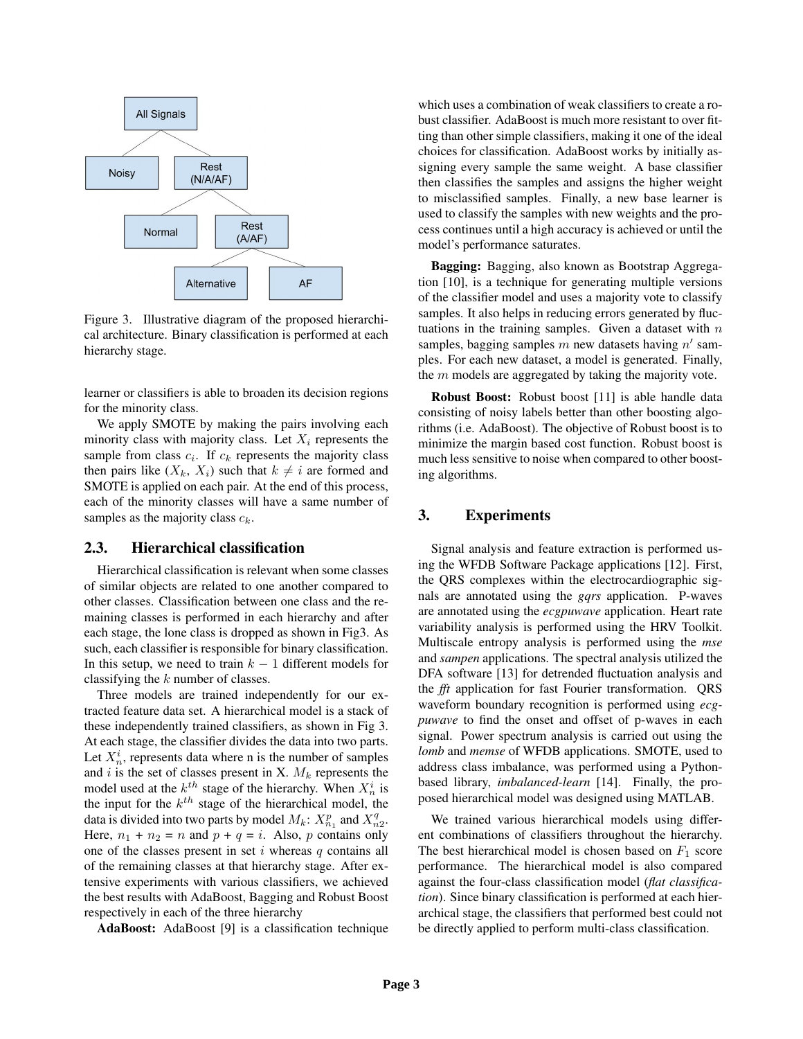Figure 3. Illustrative diagram of the proposed hierarchical architecture. Binary classification is performed at each hierarchy stage.

learner or classifiers is able to broaden its decision regions for the minority class.

We apply SMOTE by making the pairs involving each minority class with majority class. Let $X_i$ represents the sample from class $c_i$. If $c_k$ represents the majority class then pairs like ($X_k$, $X_i$) such that $k \neq i$ are formed and SMOTE is applied on each pair. At the end of this process, each of the minority classes will have a same number of samples as the majority class $c_k$.

## 2.3. Hierarchical classification

Hierarchical classification is relevant when some classes of similar objects are related to one another compared to other classes. Classification between one class and the remaining classes is performed in each hierarchy and after each stage, the lone class is dropped as shown in Fig3. As such, each classifier is responsible for binary classification. In this setup, we need to train $k - 1$ different models for classifying the $k$ number of classes.

Three models are trained independently for our extracted feature data set. A hierarchical model is a stack of these independently trained classifiers, as shown in Fig 3. At each stage, the classifier divides the data into two parts. Let $X_n^i$, represents data where n is the number of samples and $i$ is the set of classes present in X. $M_k$ represents the model used at the $k^{th}$ stage of the hierarchy. When $X_n^i$ is the input for the $k^{th}$ stage of the hierarchical model, the data is divided into two parts by model $M_k$: $X_{n_1}^p$ and $X_{n2}^q$. Here, $n_1$ + $n_2$ = $n$ and $p$ + $q$ = $i$. Also, $p$ contains only one of the classes present in set $i$ whereas $q$ contains all of the remaining classes at that hierarchy stage. After extensive experiments with various classifiers, we achieved the best results with AdaBoost, Bagging and Robust Boost respectively in each of the three hierarchy

**AdaBoost:** AdaBoost [9] is a classification technique which uses a combination of weak classifiers to create a robust classifier. AdaBoost is much more resistant to over fitting than other simple classifiers, making it one of the ideal choices for classification. AdaBoost works by initially assigning every sample the same weight. A base classifier then classifies the samples and assigns the higher weight to misclassified samples. Finally, a new base learner is used to classify the samples with new weights and the process continues until a high accuracy is achieved or until the model's performance saturates.

**Bagging:** Bagging, also known as Bootstrap Aggregation [10], is a technique for generating multiple versions of the classifier model and uses a majority vote to classify samples. It also helps in reducing errors generated by fluctuations in the training samples. Given a dataset with $n$ samples, bagging samples $m$ new datasets having $n'$ samples. For each new dataset, a model is generated. Finally, the $m$ models are aggregated by taking the majority vote.

**Robust Boost:** Robust boost [11] is able handle data consisting of noisy labels better than other boosting algorithms (i.e. AdaBoost). The objective of Robust boost is to minimize the margin based cost function. Robust boost is much less sensitive to noise when compared to other boosting algorithms.

# 3. Experiments

Signal analysis and feature extraction is performed using the WFDB Software Package applications [12]. First, the QRS complexes within the electrocardiographic signals are annotated using the *gqrs* application. P-waves are annotated using the *ecgpuwave* application. Heart rate variability analysis is performed using the HRV Toolkit. Multiscale entropy analysis is performed using the *mse* and *sampen* applications. The spectral analysis utilized the DFA software [13] for detrended fluctuation analysis and the *fft* application for fast Fourier transformation. QRS waveform boundary recognition is performed using *ecgpuwave* to find the onset and offset of p-waves in each signal. Power spectrum analysis is carried out using the *lomb* and *memse* of WFDB applications. SMOTE, used to address class imbalance, was performed using a Python-based library, *imbalanced-learn* [14]. Finally, the proposed hierarchical model was designed using MATLAB.

We trained various hierarchical models using different combinations of classifiers throughout the hierarchy. The best hierarchical model is chosen based on $F_1$ score performance. The hierarchical model is also compared against the four-class classification model (*flat classification*). Since binary classification is performed at each hierarchical stage, the classifiers that performed best could not be directly applied to perform multi-class classification.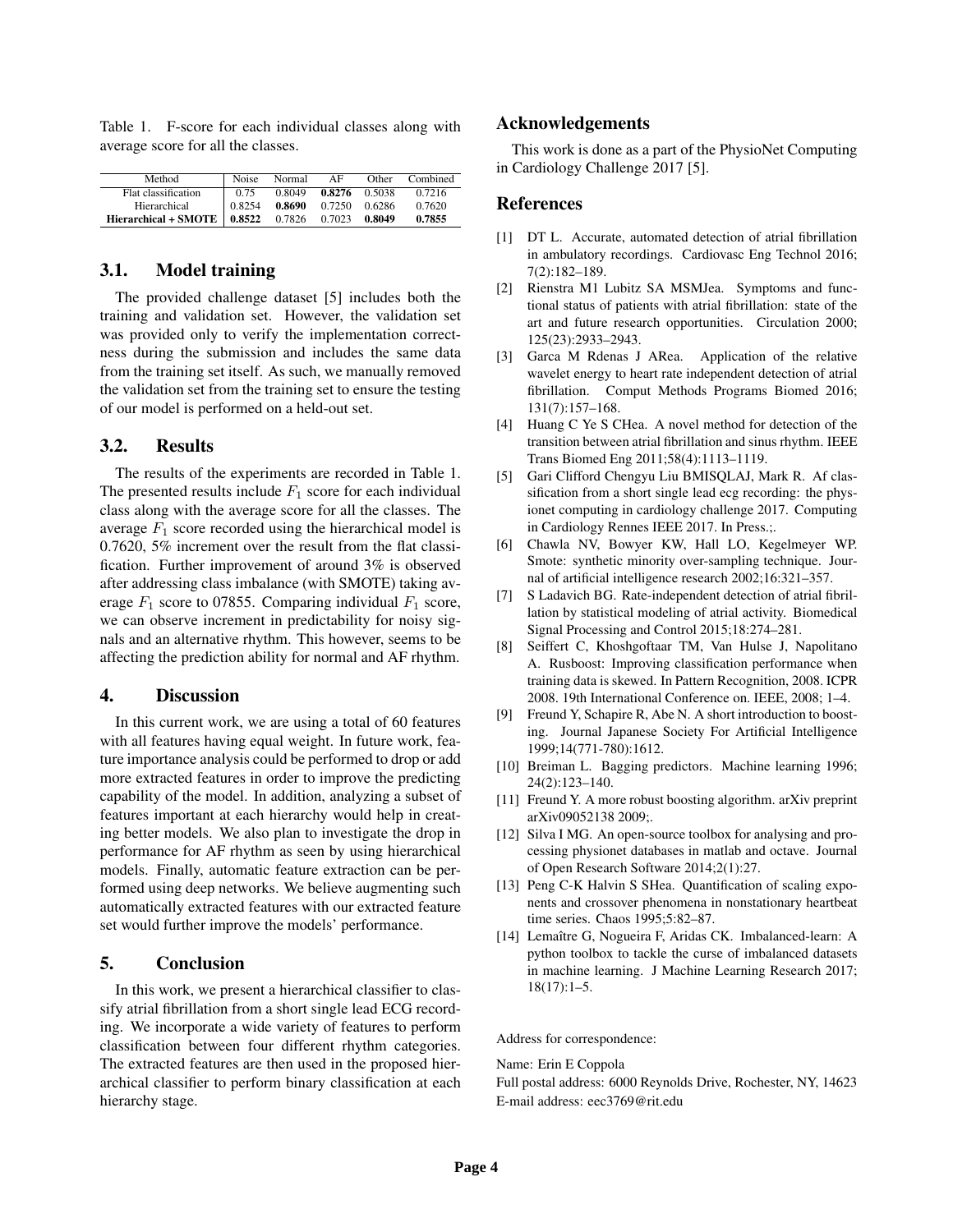Table 1. F-score for each individual classes along with average score for all the classes.

| Method | Noise | Normal | AF | Other | Combined |
|---|---|---|---|---|---|
| Flat classification | 0.75 | 0.8049 | **0.8276** | 0.5038 | 0.7216 |
| Hierarchical | 0.8254 | **0.8690** | 0.7250 | 0.6286 | 0.7620 |
| **Hierarchical + SMOTE** | **0.8522** | 0.7826 | 0.7023 | **0.8049** | **0.7855** |

### 3.1. Model training

The provided challenge dataset [5] includes both the training and validation set. However, the validation set was provided only to verify the implementation correctness during the submission and includes the same data from the training set itself. As such, we manually removed the validation set from the training set to ensure the testing of our model is performed on a held-out set.

### 3.2. Results

The results of the experiments are recorded in Table 1. The presented results include $F_1$ score for each individual class along with the average score for all the classes. The average $F_1$ score recorded using the hierarchical model is 0.7620, 5% increment over the result from the flat classification. Further improvement of around 3% is observed after addressing class imbalance (with SMOTE) taking average $F_1$ score to 07855. Comparing individual $F_1$ score, we can observe increment in predictability for noisy signals and an alternative rhythm. This however, seems to be affecting the prediction ability for normal and AF rhythm.

## 4. Discussion

In this current work, we are using a total of 60 features with all features having equal weight. In future work, feature importance analysis could be performed to drop or add more extracted features in order to improve the predicting capability of the model. In addition, analyzing a subset of features important at each hierarchy would help in creating better models. We also plan to investigate the drop in performance for AF rhythm as seen by using hierarchical models. Finally, automatic feature extraction can be performed using deep networks. We believe augmenting such automatically extracted features with our extracted feature set would further improve the models' performance.

## 5. Conclusion

In this work, we present a hierarchical classifier to classify atrial fibrillation from a short single lead ECG recording. We incorporate a wide variety of features to perform classification between four different rhythm categories. The extracted features are then used in the proposed hierarchical classifier to perform binary classification at each hierarchy stage.

## Acknowledgements

This work is done as a part of the PhysioNet Computing in Cardiology Challenge 2017 [5].

## References

[1] DT L. Accurate, automated detection of atrial fibrillation in ambulatory recordings. Cardiovasc Eng Technol 2016; 7(2):182–189.

[2] Rienstra M1 Lubitz SA MSMJea. Symptoms and functional status of patients with atrial fibrillation: state of the art and future research opportunities. Circulation 2000; 125(23):2933–2943.

[3] Garca M Rdenas J ARea. Application of the relative wavelet energy to heart rate independent detection of atrial fibrillation. Comput Methods Programs Biomed 2016; 131(7):157–168.

[4] Huang C Ye S CHea. A novel method for detection of the transition between atrial fibrillation and sinus rhythm. IEEE Trans Biomed Eng 2011;58(4):1113–1119.

[5] Gari Clifford Chengyu Liu BMISQLAJ, Mark R. Af classification from a short single lead ecg recording: the physionet computing in cardiology challenge 2017. Computing in Cardiology Rennes IEEE 2017. In Press.;.

[6] Chawla NV, Bowyer KW, Hall LO, Kegelmeyer WP. Smote: synthetic minority over-sampling technique. Journal of artificial intelligence research 2002;16:321–357.

[7] S Ladavich BG. Rate-independent detection of atrial fibrillation by statistical modeling of atrial activity. Biomedical Signal Processing and Control 2015;18:274–281.

[8] Seiffert C, Khoshgoftaar TM, Van Hulse J, Napolitano A. Rusboost: Improving classification performance when training data is skewed. In Pattern Recognition, 2008. ICPR 2008. 19th International Conference on. IEEE, 2008; 1–4.

[9] Freund Y, Schapire R, Abe N. A short introduction to boosting. Journal Japanese Society For Artificial Intelligence 1999;14(771-780):1612.

[10] Breiman L. Bagging predictors. Machine learning 1996; 24(2):123–140.

[11] Freund Y. A more robust boosting algorithm. arXiv preprint arXiv09052138 2009;.

[12] Silva I MG. An open-source toolbox for analysing and processing physionet databases in matlab and octave. Journal of Open Research Software 2014;2(1):27.

[13] Peng C-K Halvin S SHea. Quantification of scaling exponents and crossover phenomena in nonstationary heartbeat time series. Chaos 1995;5:82–87.

[14] Lemaître G, Nogueira F, Aridas CK. Imbalanced-learn: A python toolbox to tackle the curse of imbalanced datasets in machine learning. J Machine Learning Research 2017; 18(17):1–5.

Address for correspondence:

Name: Erin E Coppola

Full postal address: 6000 Reynolds Drive, Rochester, NY, 14623

E-mail address: eec3769@rit.edu